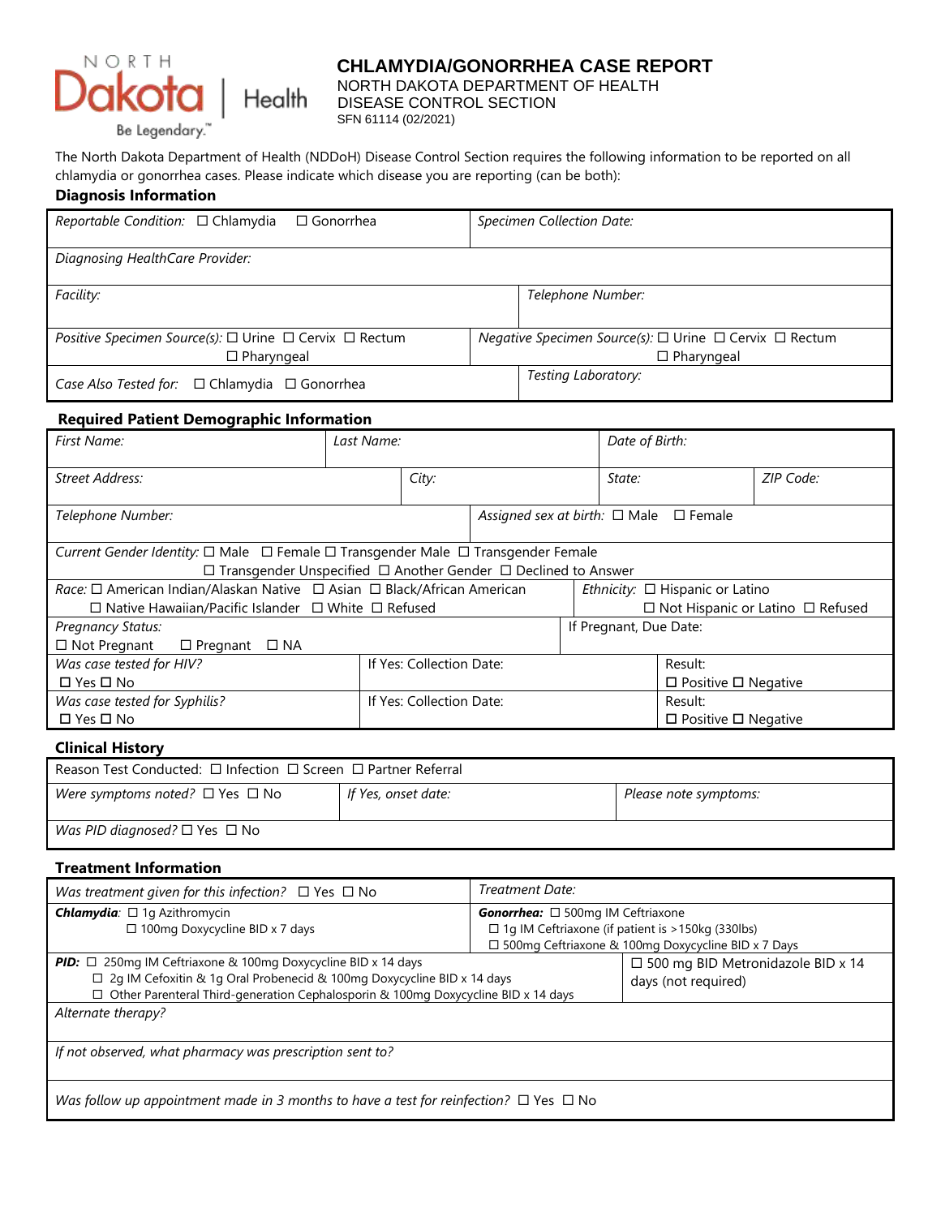NORTH Dakota | Health
Be Legendary.™

# CHLAMYDIA/GONORRHEA CASE REPORT

NORTH DAKOTA DEPARTMENT OF HEALTH
DISEASE CONTROL SECTION
SFN 61114 (02/2021)

The North Dakota Department of Health (NDDoH) Disease Control Section requires the following information to be reported on all chlamydia or gonorrhea cases. Please indicate which disease you are reporting (can be both):

## Diagnosis Information

| | |
|---|---|
| *Reportable Condition:* ☐ Chlamydia ☐ Gonorrhea | *Specimen Collection Date:* |
| *Diagnosing HealthCare Provider:* | |
| *Facility:* | *Telephone Number:* |
| *Positive Specimen Source(s):* ☐ Urine ☐ Cervix ☐ Rectum ☐ Pharyngeal | *Negative Specimen Source(s):* ☐ Urine ☐ Cervix ☐ Rectum ☐ Pharyngeal |
| *Case Also Tested for:* ☐ Chlamydia ☐ Gonorrhea | *Testing Laboratory:* |

## Required Patient Demographic Information

| | | | |
|---|---|---|---|
| *First Name:* | *Last Name:* | *Date of Birth:* | |
| *Street Address:* | *City:* | *State:* | *ZIP Code:* |
| *Telephone Number:* | *Assigned sex at birth:* ☐ Male ☐ Female | | |
| *Current Gender Identity:* ☐ Male ☐ Female ☐ Transgender Male ☐ Transgender Female ☐ Transgender Unspecified ☐ Another Gender ☐ Declined to Answer | | | |
| *Race:* ☐ American Indian/Alaskan Native ☐ Asian ☐ Black/African American ☐ Native Hawaiian/Pacific Islander ☐ White ☐ Refused | *Ethnicity:* ☐ Hispanic or Latino ☐ Not Hispanic or Latino ☐ Refused | | |
| *Pregnancy Status:* ☐ Not Pregnant ☐ Pregnant ☐ NA | If Pregnant, Due Date: | | |
| *Was case tested for HIV?* ☐ Yes ☐ No | If Yes: Collection Date: | Result: ☐ Positive ☐ Negative | |
| *Was case tested for Syphilis?* ☐ Yes ☐ No | If Yes: Collection Date: | Result: ☐ Positive ☐ Negative | |

## Clinical History

| | | |
|---|---|---|
| Reason Test Conducted: ☐ Infection ☐ Screen ☐ Partner Referral | | |
| *Were symptoms noted?* ☐ Yes ☐ No | *If Yes, onset date:* | *Please note symptoms:* |
| *Was PID diagnosed?* ☐ Yes ☐ No | | |

## Treatment Information

| | |
|---|---|
| *Was treatment given for this infection?* ☐ Yes ☐ No | *Treatment Date:* |
| ***Chlamydia**:* ☐ 1g Azithromycin ☐ 100mg Doxycycline BID x 7 days | ***Gonorrhea:*** ☐ 500mg IM Ceftriaxone ☐ 1g IM Ceftriaxone (if patient is >150kg (330lbs) ☐ 500mg Ceftriaxone & 100mg Doxycycline BID x 7 Days |
| ***PID:*** ☐ 250mg IM Ceftriaxone & 100mg Doxycycline BID x 14 days ☐ 2g IM Cefoxitin & 1g Oral Probenecid & 100mg Doxycycline BID x 14 days ☐ Other Parenteral Third-generation Cephalosporin & 100mg Doxycycline BID x 14 days | ☐ 500 mg BID Metronidazole BID x 14 days (not required) |
| *Alternate therapy?* | |
| *If not observed, what pharmacy was prescription sent to?* | |
| *Was follow up appointment made in 3 months to have a test for reinfection?* ☐ Yes ☐ No | |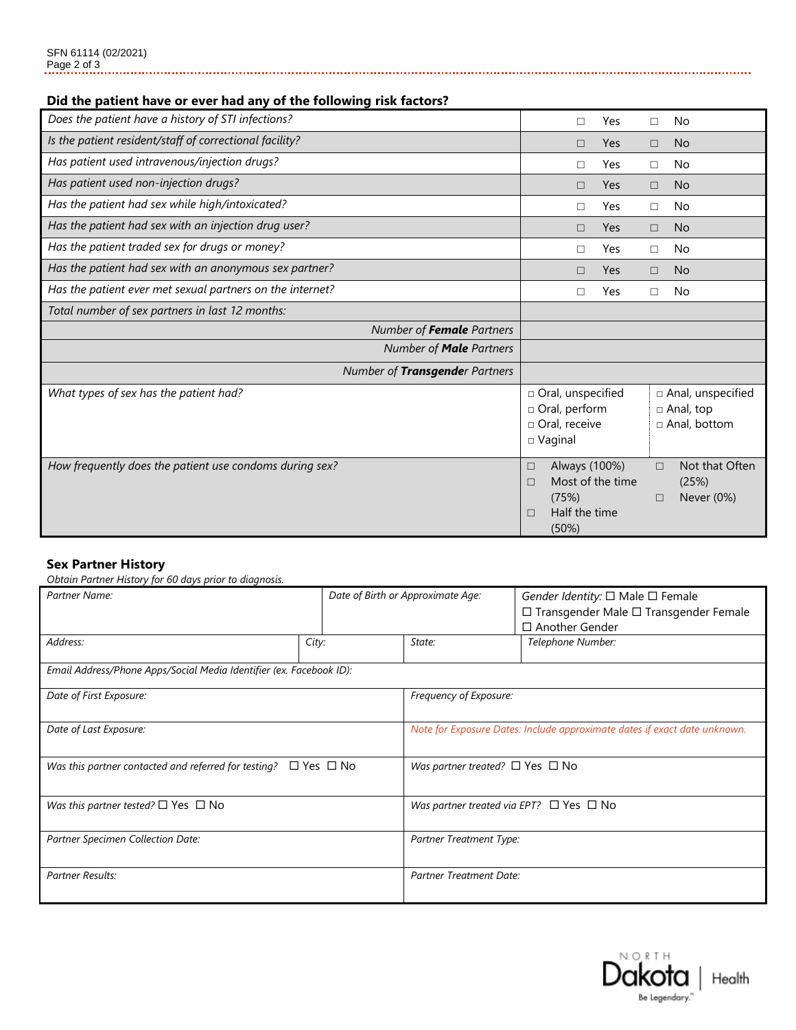## Did the patient have or ever had any of the following risk factors?

| | | |
|---|---|---|
| *Does the patient have a history of STI infections?* | ☐ Yes | ☐ No |
| *Is the patient resident/staff of correctional facility?* | ☐ Yes | ☐ No |
| *Has patient used intravenous/injection drugs?* | ☐ Yes | ☐ No |
| *Has patient used non-injection drugs?* | ☐ Yes | ☐ No |
| *Has the patient had sex while high/intoxicated?* | ☐ Yes | ☐ No |
| *Has the patient had sex with an injection drug user?* | ☐ Yes | ☐ No |
| *Has the patient traded sex for drugs or money?* | ☐ Yes | ☐ No |
| *Has the patient had sex with an anonymous sex partner?* | ☐ Yes | ☐ No |
| *Has the patient ever met sexual partners on the internet?* | ☐ Yes | ☐ No |
| *Total number of sex partners in last 12 months:* | | |
| *Number of **Female** Partners* | | |
| *Number of **Male** Partners* | | |
| *Number of **Transgender** Partners* | | |
| *What types of sex has the patient had?* | ☐ Oral, unspecified<br>☐ Oral, perform<br>☐ Oral, receive<br>☐ Vaginal | ☐ Anal, unspecified<br>☐ Anal, top<br>☐ Anal, bottom |
| *How frequently does the patient use condoms during sex?* | ☐ Always (100%)<br>☐ Most of the time (75%)<br>☐ Half the time (50%) | ☐ Not that Often (25%)<br>☐ Never (0%) |

## Sex Partner History

*Obtain Partner History for 60 days prior to diagnosis.*

| | | |
|---|---|---|
| *Partner Name:* | *Date of Birth or Approximate Age:* | *Gender Identity:* ☐ Male ☐ Female ☐ Transgender Male ☐ Transgender Female ☐ Another Gender |
| *Address:* | *City:* / *State:* | *Telephone Number:* |
| *Email Address/Phone Apps/Social Media Identifier (ex. Facebook ID):* | | |

| | |
|---|---|
| *Date of First Exposure:* | *Frequency of Exposure:* |
| *Date of Last Exposure:* | *Note for Exposure Dates: Include approximate dates if exact date unknown.* |
| *Was this partner contacted and referred for testing?* ☐ Yes ☐ No | *Was partner treated?* ☐ Yes ☐ No |
| *Was this partner tested?* ☐ Yes ☐ No | *Was partner treated via EPT?* ☐ Yes ☐ No |
| *Partner Specimen Collection Date:* | *Partner Treatment Type:* |
| *Partner Results:* | *Partner Treatment Date:* |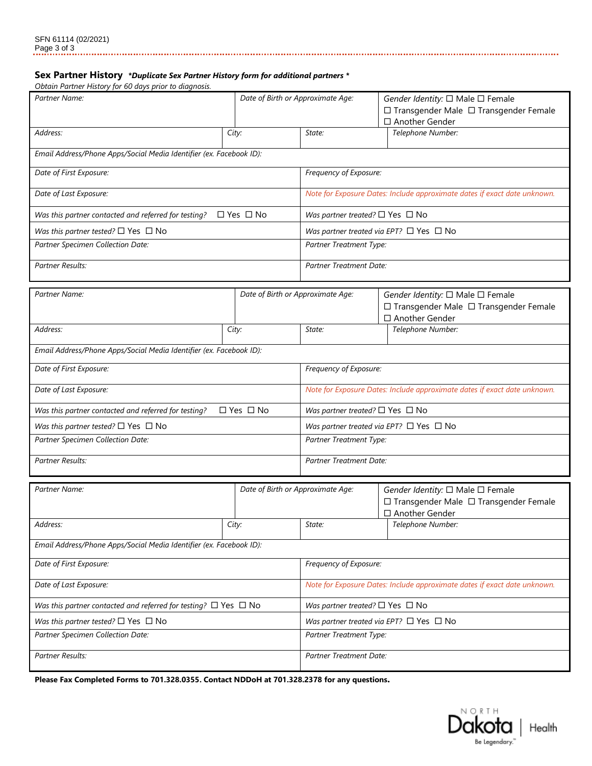## Sex Partner History *\*Duplicate Sex Partner History form for additional partners \**

*Obtain Partner History for 60 days prior to diagnosis.*

| | | | |
|---|---|---|---|
| *Partner Name:* | *Date of Birth or Approximate Age:* | | *Gender Identity:* ☐ Male ☐ Female ☐ Transgender Male ☐ Transgender Female ☐ Another Gender |
| *Address:* | *City:* | *State:* | *Telephone Number:* |
| *Email Address/Phone Apps/Social Media Identifier (ex. Facebook ID):* | | | |
| *Date of First Exposure:* | | *Frequency of Exposure:* | |
| *Date of Last Exposure:* | | *Note for Exposure Dates: Include approximate dates if exact date unknown.* | |
| *Was this partner contacted and referred for testing?* ☐ Yes ☐ No | | *Was partner treated?* ☐ Yes ☐ No | |
| *Was this partner tested?* ☐ Yes ☐ No | | *Was partner treated via EPT?* ☐ Yes ☐ No | |
| *Partner Specimen Collection Date:* | | *Partner Treatment Type:* | |
| *Partner Results:* | | *Partner Treatment Date:* | |

| | | | |
|---|---|---|---|
| *Partner Name:* | *Date of Birth or Approximate Age:* | | *Gender Identity:* ☐ Male ☐ Female ☐ Transgender Male ☐ Transgender Female ☐ Another Gender |
| *Address:* | *City:* | *State:* | *Telephone Number:* |
| *Email Address/Phone Apps/Social Media Identifier (ex. Facebook ID):* | | | |
| *Date of First Exposure:* | | *Frequency of Exposure:* | |
| *Date of Last Exposure:* | | *Note for Exposure Dates: Include approximate dates if exact date unknown.* | |
| *Was this partner contacted and referred for testing?* ☐ Yes ☐ No | | *Was partner treated?* ☐ Yes ☐ No | |
| *Was this partner tested?* ☐ Yes ☐ No | | *Was partner treated via EPT?* ☐ Yes ☐ No | |
| *Partner Specimen Collection Date:* | | *Partner Treatment Type:* | |
| *Partner Results:* | | *Partner Treatment Date:* | |

| | | | |
|---|---|---|---|
| *Partner Name:* | *Date of Birth or Approximate Age:* | | *Gender Identity:* ☐ Male ☐ Female ☐ Transgender Male ☐ Transgender Female ☐ Another Gender |
| *Address:* | *City:* | *State:* | *Telephone Number:* |
| *Email Address/Phone Apps/Social Media Identifier (ex. Facebook ID):* | | | |
| *Date of First Exposure:* | | *Frequency of Exposure:* | |
| *Date of Last Exposure:* | | *Note for Exposure Dates: Include approximate dates if exact date unknown.* | |
| *Was this partner contacted and referred for testing?* ☐ Yes ☐ No | | *Was partner treated?* ☐ Yes ☐ No | |
| *Was this partner tested?* ☐ Yes ☐ No | | *Was partner treated via EPT?* ☐ Yes ☐ No | |
| *Partner Specimen Collection Date:* | | *Partner Treatment Type:* | |
| *Partner Results:* | | *Partner Treatment Date:* | |

**Please Fax Completed Forms to 701.328.0355. Contact NDDoH at 701.328.2378 for any questions.**

NORTH Dakota | Health
Be Legendary.